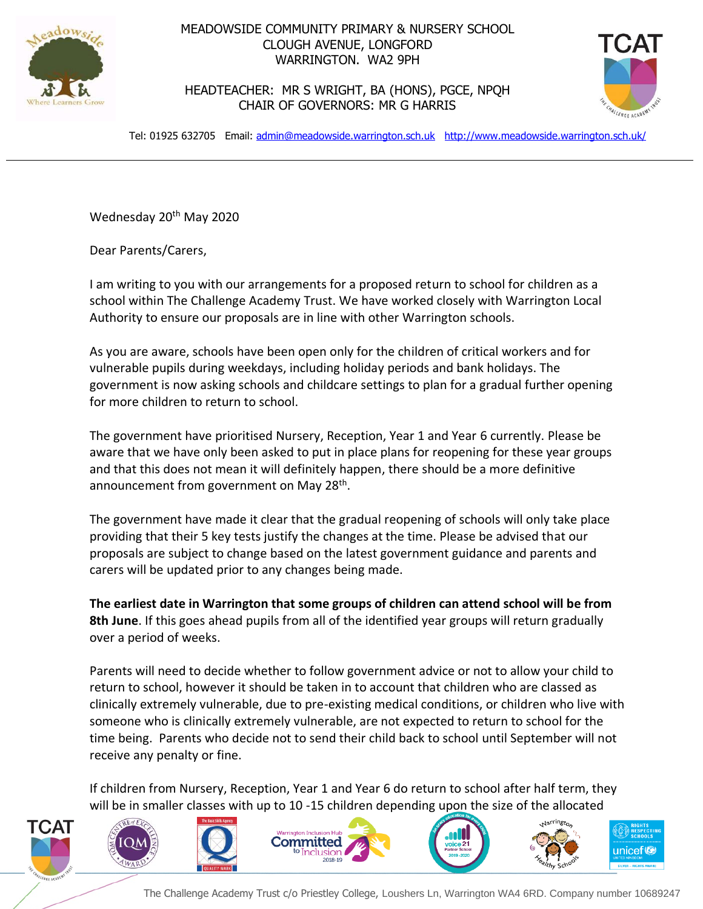MEADOWSIDE COMMUNITY PRIMARY & NURSERY SCHOOL
CLOUGH AVENUE, LONGFORD
WARRINGTON. WA2 9PH

HEADTEACHER: MR S WRIGHT, BA (HONS), PGCE, NPQH
CHAIR OF GOVERNORS: MR G HARRIS

Tel: 01925 632705 Email: admin@meadowside.warrington.sch.uk http://www.meadowside.warrington.sch.uk/

---

Wednesday 20th May 2020

Dear Parents/Carers,

I am writing to you with our arrangements for a proposed return to school for children as a school within The Challenge Academy Trust. We have worked closely with Warrington Local Authority to ensure our proposals are in line with other Warrington schools.

As you are aware, schools have been open only for the children of critical workers and for vulnerable pupils during weekdays, including holiday periods and bank holidays. The government is now asking schools and childcare settings to plan for a gradual further opening for more children to return to school.

The government have prioritised Nursery, Reception, Year 1 and Year 6 currently. Please be aware that we have only been asked to put in place plans for reopening for these year groups and that this does not mean it will definitely happen, there should be a more definitive announcement from government on May 28th.

The government have made it clear that the gradual reopening of schools will only take place providing that their 5 key tests justify the changes at the time. Please be advised that our proposals are subject to change based on the latest government guidance and parents and carers will be updated prior to any changes being made.

**The earliest date in Warrington that some groups of children can attend school will be from 8th June**. If this goes ahead pupils from all of the identified year groups will return gradually over a period of weeks.

Parents will need to decide whether to follow government advice or not to allow your child to return to school, however it should be taken in to account that children who are classed as clinically extremely vulnerable, due to pre-existing medical conditions, or children who live with someone who is clinically extremely vulnerable, are not expected to return to school for the time being. Parents who decide not to send their child back to school until September will not receive any penalty or fine.

If children from Nursery, Reception, Year 1 and Year 6 do return to school after half term, they will be in smaller classes with up to 10 -15 children depending upon the size of the allocated

The Challenge Academy Trust c/o Priestley College, Loushers Ln, Warrington WA4 6RD. Company number 10689247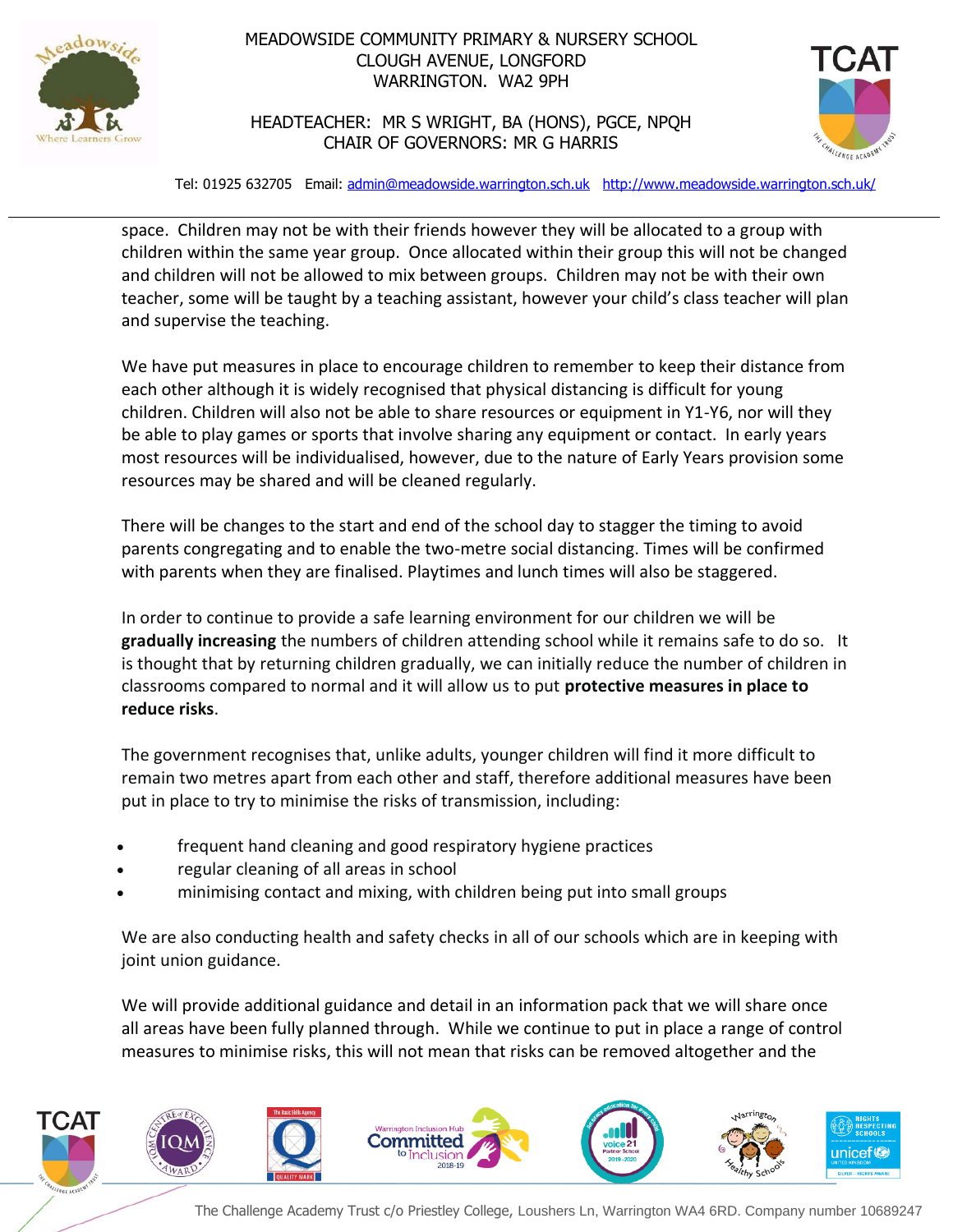space. Children may not be with their friends however they will be allocated to a group with children within the same year group. Once allocated within their group this will not be changed and children will not be allowed to mix between groups. Children may not be with their own teacher, some will be taught by a teaching assistant, however your child's class teacher will plan and supervise the teaching.

We have put measures in place to encourage children to remember to keep their distance from each other although it is widely recognised that physical distancing is difficult for young children. Children will also not be able to share resources or equipment in Y1-Y6, nor will they be able to play games or sports that involve sharing any equipment or contact. In early years most resources will be individualised, however, due to the nature of Early Years provision some resources may be shared and will be cleaned regularly.

There will be changes to the start and end of the school day to stagger the timing to avoid parents congregating and to enable the two-metre social distancing. Times will be confirmed with parents when they are finalised. Playtimes and lunch times will also be staggered.

In order to continue to provide a safe learning environment for our children we will be **gradually increasing** the numbers of children attending school while it remains safe to do so. It is thought that by returning children gradually, we can initially reduce the number of children in classrooms compared to normal and it will allow us to put **protective measures in place to reduce risks**.

The government recognises that, unlike adults, younger children will find it more difficult to remain two metres apart from each other and staff, therefore additional measures have been put in place to try to minimise the risks of transmission, including:

- frequent hand cleaning and good respiratory hygiene practices
- regular cleaning of all areas in school
- minimising contact and mixing, with children being put into small groups

We are also conducting health and safety checks in all of our schools which are in keeping with joint union guidance.

We will provide additional guidance and detail in an information pack that we will share once all areas have been fully planned through. While we continue to put in place a range of control measures to minimise risks, this will not mean that risks can be removed altogether and the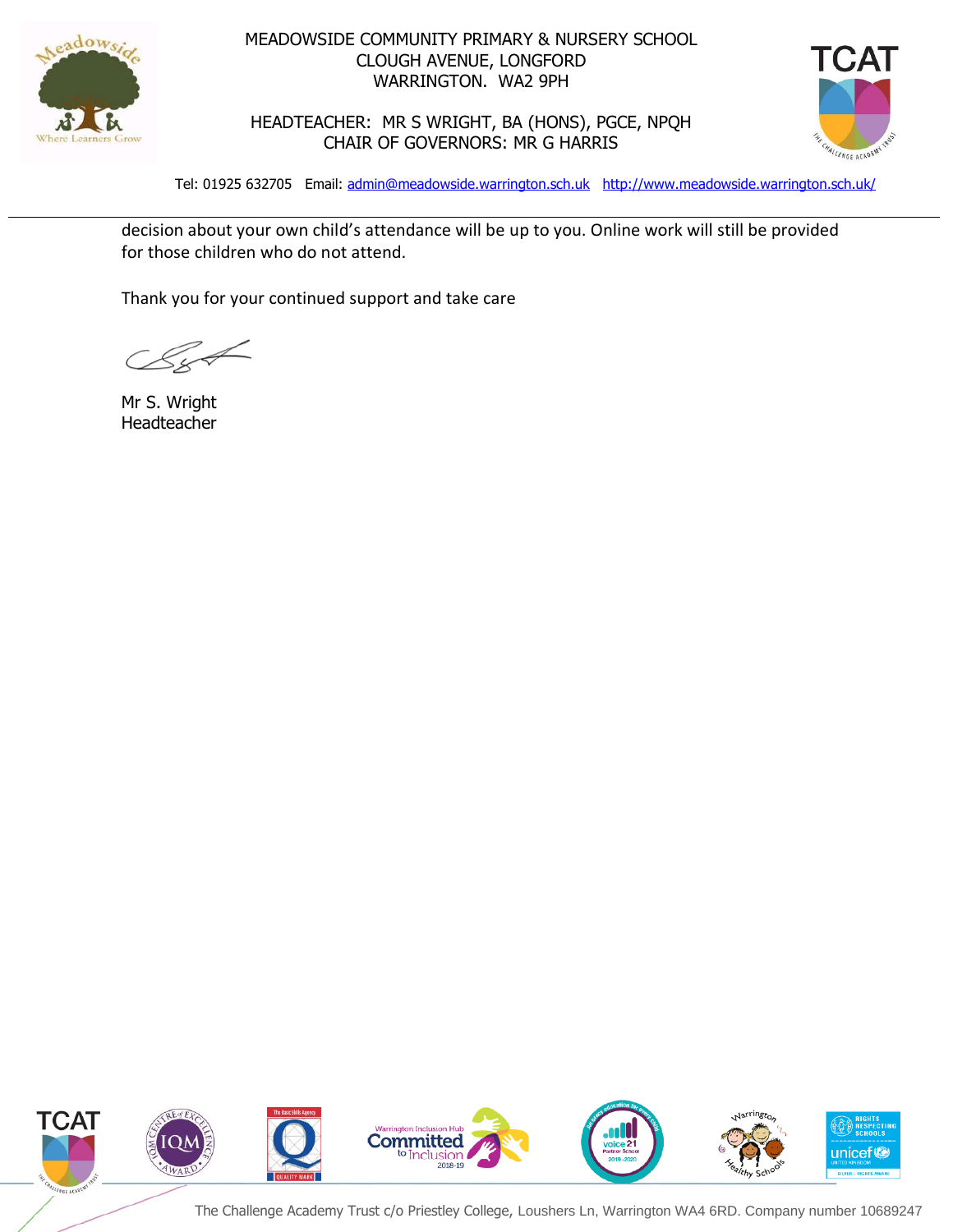decision about your own child's attendance will be up to you. Online work will still be provided for those children who do not attend.

Thank you for your continued support and take care

Mr S. Wright
Headteacher